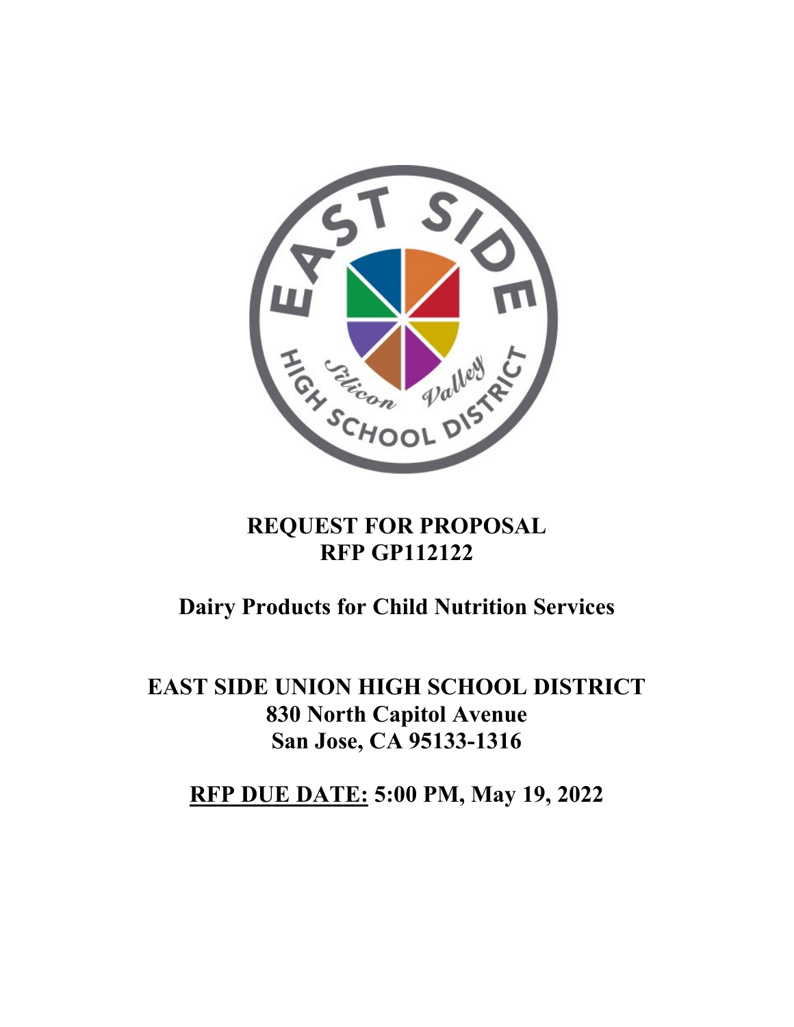# REQUEST FOR PROPOSAL
# RFP GP112122

## Dairy Products for Child Nutrition Services

## EAST SIDE UNION HIGH SCHOOL DISTRICT
**830 North Capitol Avenue**
**San Jose, CA 95133-1316**

**<u>RFP DUE DATE:</u> 5:00 PM, May 19, 2022**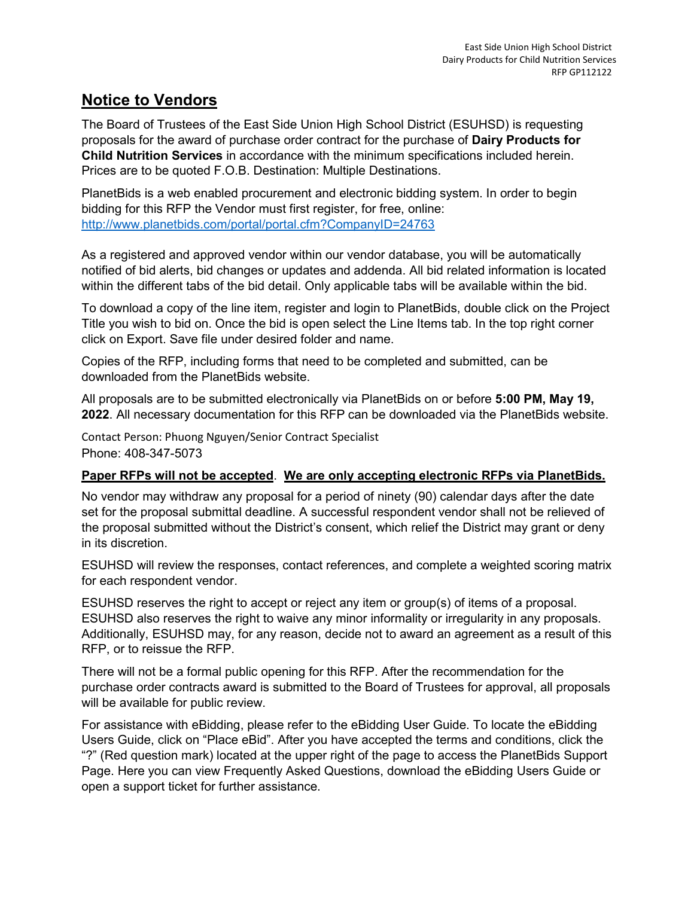## Notice to Vendors

The Board of Trustees of the East Side Union High School District (ESUHSD) is requesting proposals for the award of purchase order contract for the purchase of **Dairy Products for Child Nutrition Services** in accordance with the minimum specifications included herein. Prices are to be quoted F.O.B. Destination: Multiple Destinations.

PlanetBids is a web enabled procurement and electronic bidding system. In order to begin bidding for this RFP the Vendor must first register, for free, online: http://www.planetbids.com/portal/portal.cfm?CompanyID=24763

As a registered and approved vendor within our vendor database, you will be automatically notified of bid alerts, bid changes or updates and addenda. All bid related information is located within the different tabs of the bid detail. Only applicable tabs will be available within the bid.

To download a copy of the line item, register and login to PlanetBids, double click on the Project Title you wish to bid on. Once the bid is open select the Line Items tab. In the top right corner click on Export. Save file under desired folder and name.

Copies of the RFP, including forms that need to be completed and submitted, can be downloaded from the PlanetBids website.

All proposals are to be submitted electronically via PlanetBids on or before **5:00 PM, May 19, 2022**. All necessary documentation for this RFP can be downloaded via the PlanetBids website.

Contact Person: Phuong Nguyen/Senior Contract Specialist
Phone: 408-347-5073

**Paper RFPs will not be accepted**. **We are only accepting electronic RFPs via PlanetBids.**

No vendor may withdraw any proposal for a period of ninety (90) calendar days after the date set for the proposal submittal deadline. A successful respondent vendor shall not be relieved of the proposal submitted without the District's consent, which relief the District may grant or deny in its discretion.

ESUHSD will review the responses, contact references, and complete a weighted scoring matrix for each respondent vendor.

ESUHSD reserves the right to accept or reject any item or group(s) of items of a proposal. ESUHSD also reserves the right to waive any minor informality or irregularity in any proposals. Additionally, ESUHSD may, for any reason, decide not to award an agreement as a result of this RFP, or to reissue the RFP.

There will not be a formal public opening for this RFP. After the recommendation for the purchase order contracts award is submitted to the Board of Trustees for approval, all proposals will be available for public review.

For assistance with eBidding, please refer to the eBidding User Guide. To locate the eBidding Users Guide, click on "Place eBid". After you have accepted the terms and conditions, click the "?" (Red question mark) located at the upper right of the page to access the PlanetBids Support Page. Here you can view Frequently Asked Questions, download the eBidding Users Guide or open a support ticket for further assistance.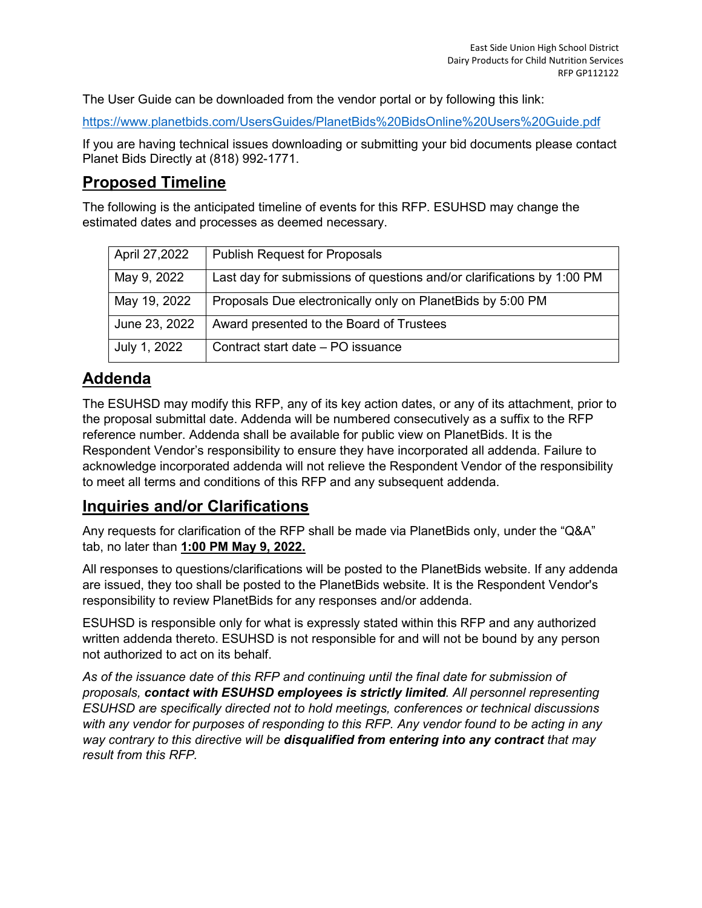The User Guide can be downloaded from the vendor portal or by following this link:

https://www.planetbids.com/UsersGuides/PlanetBids%20BidsOnline%20Users%20Guide.pdf

If you are having technical issues downloading or submitting your bid documents please contact Planet Bids Directly at (818) 992-1771.

## Proposed Timeline

The following is the anticipated timeline of events for this RFP. ESUHSD may change the estimated dates and processes as deemed necessary.

| April 27,2022 | Publish Request for Proposals |
|---|---|
| May 9, 2022 | Last day for submissions of questions and/or clarifications by 1:00 PM |
| May 19, 2022 | Proposals Due electronically only on PlanetBids by 5:00 PM |
| June 23, 2022 | Award presented to the Board of Trustees |
| July 1, 2022 | Contract start date – PO issuance |

## Addenda

The ESUHSD may modify this RFP, any of its key action dates, or any of its attachment, prior to the proposal submittal date. Addenda will be numbered consecutively as a suffix to the RFP reference number. Addenda shall be available for public view on PlanetBids. It is the Respondent Vendor's responsibility to ensure they have incorporated all addenda. Failure to acknowledge incorporated addenda will not relieve the Respondent Vendor of the responsibility to meet all terms and conditions of this RFP and any subsequent addenda.

## Inquiries and/or Clarifications

Any requests for clarification of the RFP shall be made via PlanetBids only, under the "Q&A" tab, no later than **1:00 PM May 9, 2022.**

All responses to questions/clarifications will be posted to the PlanetBids website. If any addenda are issued, they too shall be posted to the PlanetBids website. It is the Respondent Vendor's responsibility to review PlanetBids for any responses and/or addenda.

ESUHSD is responsible only for what is expressly stated within this RFP and any authorized written addenda thereto. ESUHSD is not responsible for and will not be bound by any person not authorized to act on its behalf.

*As of the issuance date of this RFP and continuing until the final date for submission of proposals, **contact with ESUHSD employees is strictly limited**. All personnel representing ESUHSD are specifically directed not to hold meetings, conferences or technical discussions with any vendor for purposes of responding to this RFP. Any vendor found to be acting in any way contrary to this directive will be **disqualified from entering into any contract** that may result from this RFP.*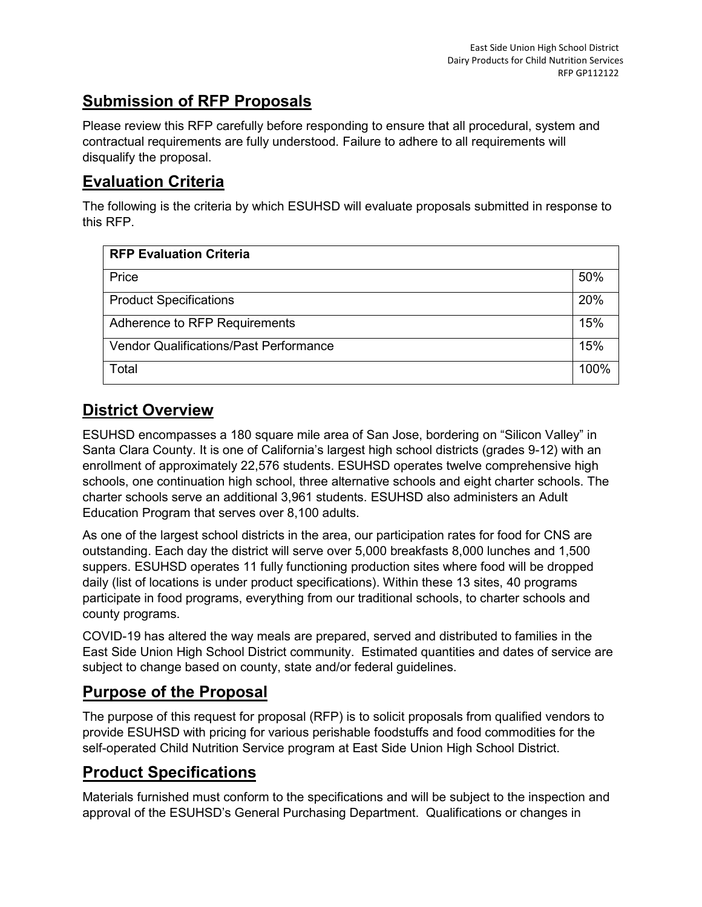## Submission of RFP Proposals

Please review this RFP carefully before responding to ensure that all procedural, system and contractual requirements are fully understood. Failure to adhere to all requirements will disqualify the proposal.

## Evaluation Criteria

The following is the criteria by which ESUHSD will evaluate proposals submitted in response to this RFP.

| **RFP Evaluation Criteria** | |
|---|---|
| Price | 50% |
| Product Specifications | 20% |
| Adherence to RFP Requirements | 15% |
| Vendor Qualifications/Past Performance | 15% |
| Total | 100% |

## District Overview

ESUHSD encompasses a 180 square mile area of San Jose, bordering on "Silicon Valley" in Santa Clara County. It is one of California's largest high school districts (grades 9-12) with an enrollment of approximately 22,576 students. ESUHSD operates twelve comprehensive high schools, one continuation high school, three alternative schools and eight charter schools. The charter schools serve an additional 3,961 students. ESUHSD also administers an Adult Education Program that serves over 8,100 adults.

As one of the largest school districts in the area, our participation rates for food for CNS are outstanding. Each day the district will serve over 5,000 breakfasts 8,000 lunches and 1,500 suppers. ESUHSD operates 11 fully functioning production sites where food will be dropped daily (list of locations is under product specifications). Within these 13 sites, 40 programs participate in food programs, everything from our traditional schools, to charter schools and county programs.

COVID-19 has altered the way meals are prepared, served and distributed to families in the East Side Union High School District community. Estimated quantities and dates of service are subject to change based on county, state and/or federal guidelines.

## Purpose of the Proposal

The purpose of this request for proposal (RFP) is to solicit proposals from qualified vendors to provide ESUHSD with pricing for various perishable foodstuffs and food commodities for the self-operated Child Nutrition Service program at East Side Union High School District.

## Product Specifications

Materials furnished must conform to the specifications and will be subject to the inspection and approval of the ESUHSD's General Purchasing Department. Qualifications or changes in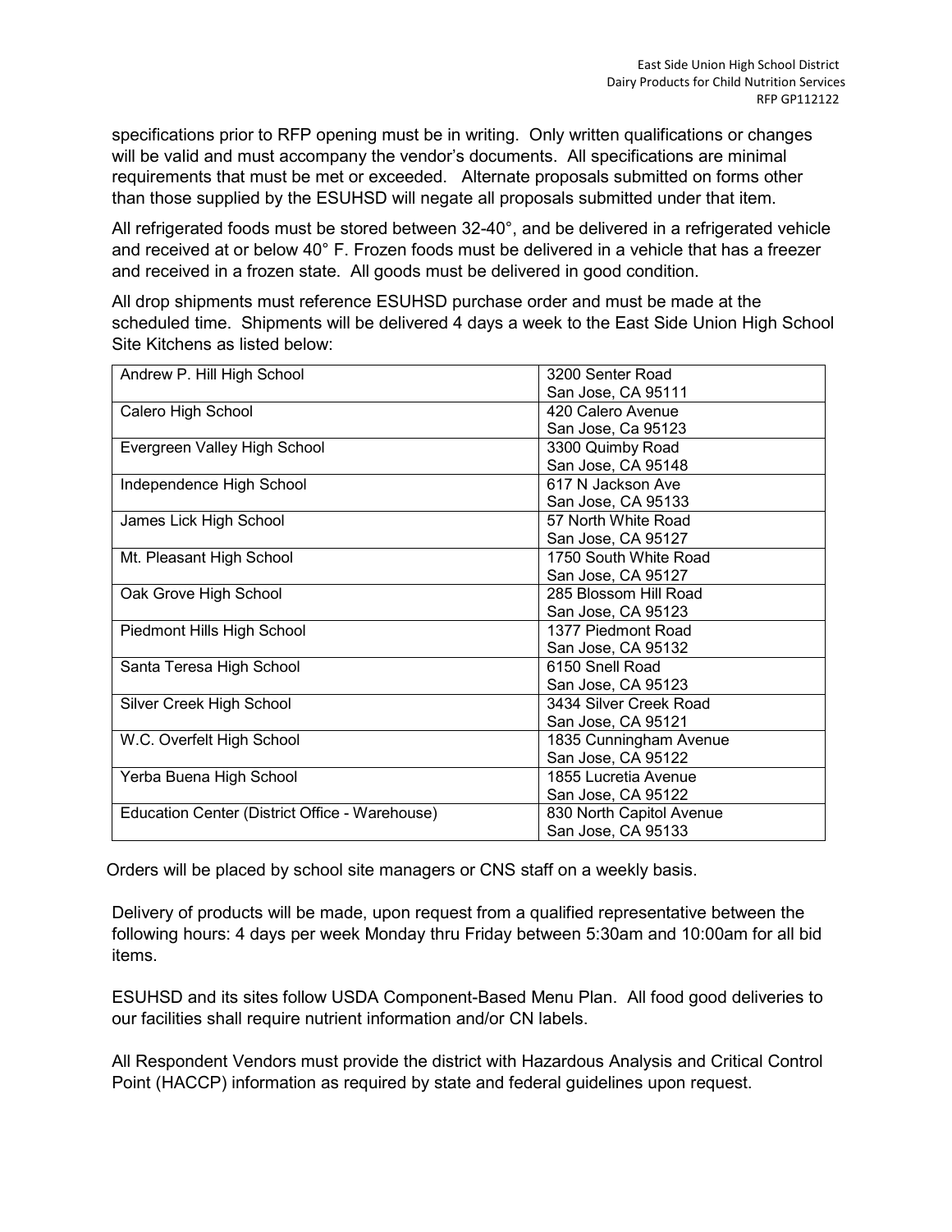specifications prior to RFP opening must be in writing. Only written qualifications or changes will be valid and must accompany the vendor's documents. All specifications are minimal requirements that must be met or exceeded. Alternate proposals submitted on forms other than those supplied by the ESUHSD will negate all proposals submitted under that item.

All refrigerated foods must be stored between 32-40°, and be delivered in a refrigerated vehicle and received at or below 40° F. Frozen foods must be delivered in a vehicle that has a freezer and received in a frozen state. All goods must be delivered in good condition.

All drop shipments must reference ESUHSD purchase order and must be made at the scheduled time. Shipments will be delivered 4 days a week to the East Side Union High School Site Kitchens as listed below:

| School | Address |
|---|---|
| Andrew P. Hill High School | 3200 Senter Road<br>San Jose, CA 95111 |
| Calero High School | 420 Calero Avenue<br>San Jose, Ca 95123 |
| Evergreen Valley High School | 3300 Quimby Road<br>San Jose, CA 95148 |
| Independence High School | 617 N Jackson Ave<br>San Jose, CA 95133 |
| James Lick High School | 57 North White Road<br>San Jose, CA 95127 |
| Mt. Pleasant High School | 1750 South White Road<br>San Jose, CA 95127 |
| Oak Grove High School | 285 Blossom Hill Road<br>San Jose, CA 95123 |
| Piedmont Hills High School | 1377 Piedmont Road<br>San Jose, CA 95132 |
| Santa Teresa High School | 6150 Snell Road<br>San Jose, CA 95123 |
| Silver Creek High School | 3434 Silver Creek Road<br>San Jose, CA 95121 |
| W.C. Overfelt High School | 1835 Cunningham Avenue<br>San Jose, CA 95122 |
| Yerba Buena High School | 1855 Lucretia Avenue<br>San Jose, CA 95122 |
| Education Center (District Office - Warehouse) | 830 North Capitol Avenue<br>San Jose, CA 95133 |

Orders will be placed by school site managers or CNS staff on a weekly basis.

Delivery of products will be made, upon request from a qualified representative between the following hours: 4 days per week Monday thru Friday between 5:30am and 10:00am for all bid items.

ESUHSD and its sites follow USDA Component-Based Menu Plan. All food good deliveries to our facilities shall require nutrient information and/or CN labels.

All Respondent Vendors must provide the district with Hazardous Analysis and Critical Control Point (HACCP) information as required by state and federal guidelines upon request.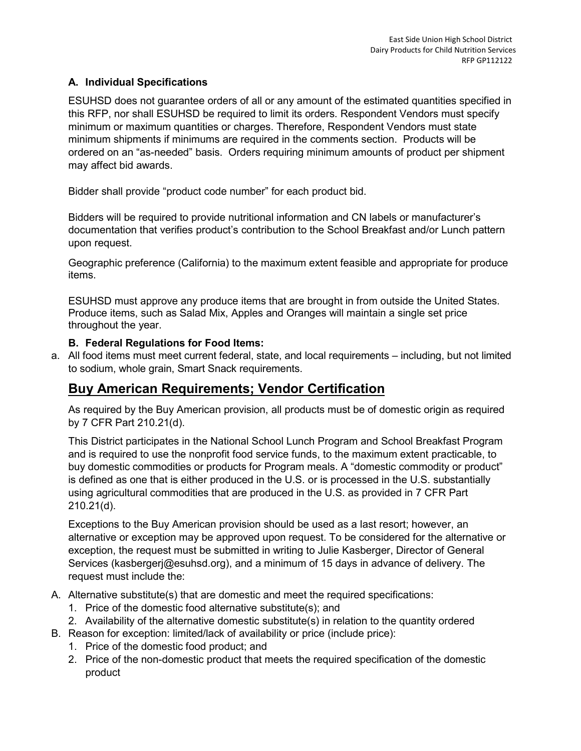### A. Individual Specifications

ESUHSD does not guarantee orders of all or any amount of the estimated quantities specified in this RFP, nor shall ESUHSD be required to limit its orders. Respondent Vendors must specify minimum or maximum quantities or charges. Therefore, Respondent Vendors must state minimum shipments if minimums are required in the comments section. Products will be ordered on an "as-needed" basis. Orders requiring minimum amounts of product per shipment may affect bid awards.

Bidder shall provide "product code number" for each product bid.

Bidders will be required to provide nutritional information and CN labels or manufacturer's documentation that verifies product's contribution to the School Breakfast and/or Lunch pattern upon request.

Geographic preference (California) to the maximum extent feasible and appropriate for produce items.

ESUHSD must approve any produce items that are brought in from outside the United States. Produce items, such as Salad Mix, Apples and Oranges will maintain a single set price throughout the year.

### B. Federal Regulations for Food Items:

a. All food items must meet current federal, state, and local requirements – including, but not limited to sodium, whole grain, Smart Snack requirements.

## Buy American Requirements; Vendor Certification

As required by the Buy American provision, all products must be of domestic origin as required by 7 CFR Part 210.21(d).

This District participates in the National School Lunch Program and School Breakfast Program and is required to use the nonprofit food service funds, to the maximum extent practicable, to buy domestic commodities or products for Program meals. A "domestic commodity or product" is defined as one that is either produced in the U.S. or is processed in the U.S. substantially using agricultural commodities that are produced in the U.S. as provided in 7 CFR Part 210.21(d).

Exceptions to the Buy American provision should be used as a last resort; however, an alternative or exception may be approved upon request. To be considered for the alternative or exception, the request must be submitted in writing to Julie Kasberger, Director of General Services (kasbergerj@esuhsd.org), and a minimum of 15 days in advance of delivery. The request must include the:

A. Alternative substitute(s) that are domestic and meet the required specifications:
   1. Price of the domestic food alternative substitute(s); and
   2. Availability of the alternative domestic substitute(s) in relation to the quantity ordered
B. Reason for exception: limited/lack of availability or price (include price):
   1. Price of the domestic food product; and
   2. Price of the non-domestic product that meets the required specification of the domestic product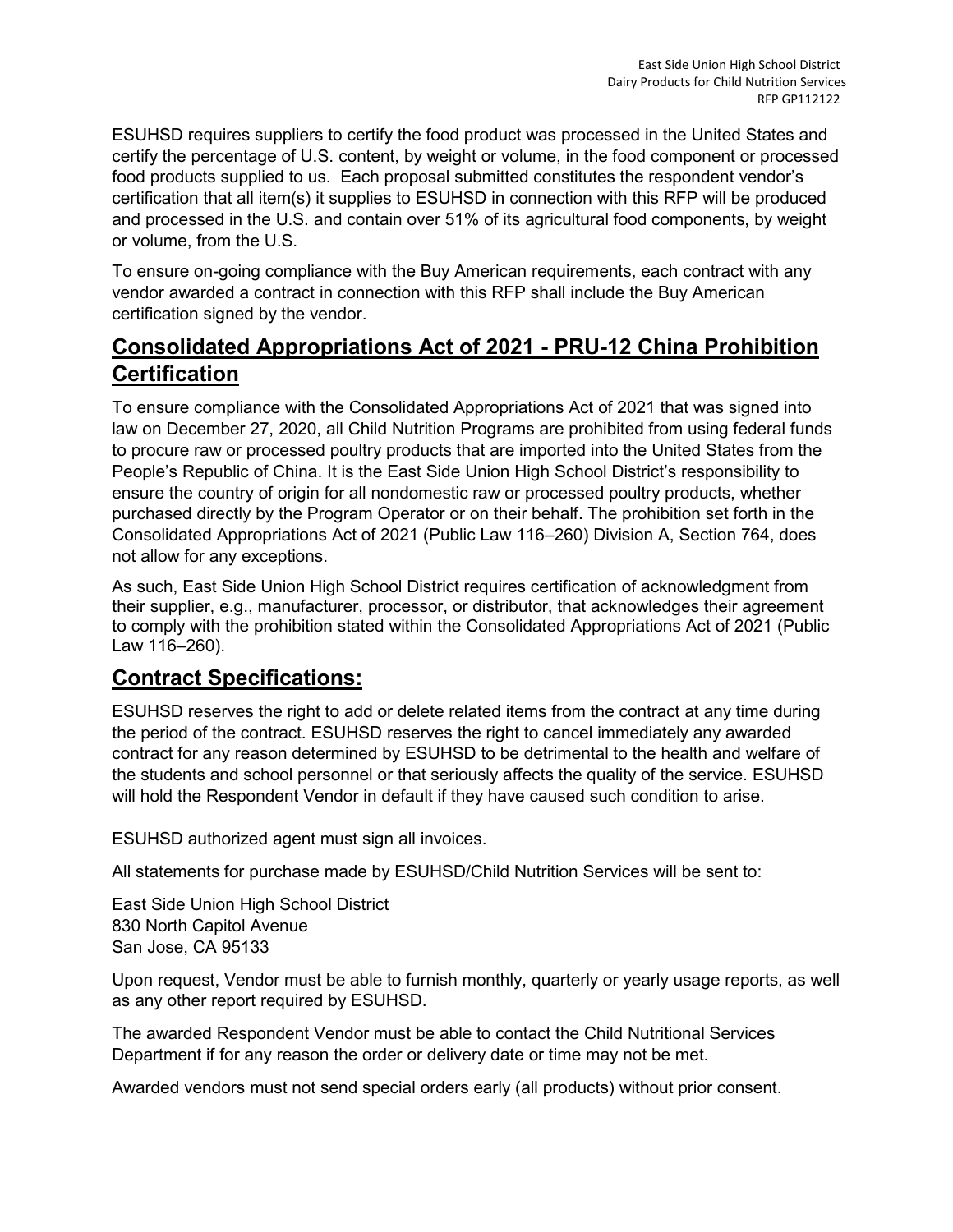ESUHSD requires suppliers to certify the food product was processed in the United States and certify the percentage of U.S. content, by weight or volume, in the food component or processed food products supplied to us. Each proposal submitted constitutes the respondent vendor's certification that all item(s) it supplies to ESUHSD in connection with this RFP will be produced and processed in the U.S. and contain over 51% of its agricultural food components, by weight or volume, from the U.S.

To ensure on-going compliance with the Buy American requirements, each contract with any vendor awarded a contract in connection with this RFP shall include the Buy American certification signed by the vendor.

## Consolidated Appropriations Act of 2021 - PRU-12 China Prohibition Certification

To ensure compliance with the Consolidated Appropriations Act of 2021 that was signed into law on December 27, 2020, all Child Nutrition Programs are prohibited from using federal funds to procure raw or processed poultry products that are imported into the United States from the People's Republic of China. It is the East Side Union High School District's responsibility to ensure the country of origin for all nondomestic raw or processed poultry products, whether purchased directly by the Program Operator or on their behalf. The prohibition set forth in the Consolidated Appropriations Act of 2021 (Public Law 116–260) Division A, Section 764, does not allow for any exceptions.

As such, East Side Union High School District requires certification of acknowledgment from their supplier, e.g., manufacturer, processor, or distributor, that acknowledges their agreement to comply with the prohibition stated within the Consolidated Appropriations Act of 2021 (Public Law 116–260).

## Contract Specifications:

ESUHSD reserves the right to add or delete related items from the contract at any time during the period of the contract. ESUHSD reserves the right to cancel immediately any awarded contract for any reason determined by ESUHSD to be detrimental to the health and welfare of the students and school personnel or that seriously affects the quality of the service. ESUHSD will hold the Respondent Vendor in default if they have caused such condition to arise.

ESUHSD authorized agent must sign all invoices.

All statements for purchase made by ESUHSD/Child Nutrition Services will be sent to:

East Side Union High School District
830 North Capitol Avenue
San Jose, CA 95133

Upon request, Vendor must be able to furnish monthly, quarterly or yearly usage reports, as well as any other report required by ESUHSD.

The awarded Respondent Vendor must be able to contact the Child Nutritional Services Department if for any reason the order or delivery date or time may not be met.

Awarded vendors must not send special orders early (all products) without prior consent.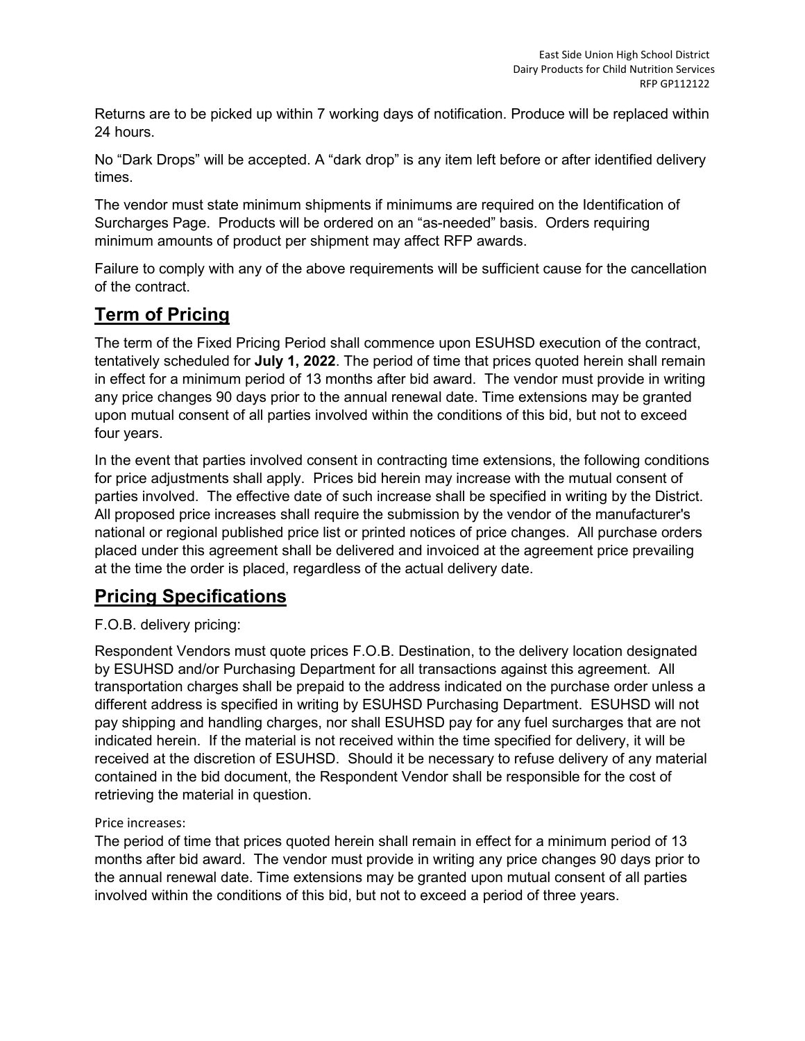Returns are to be picked up within 7 working days of notification. Produce will be replaced within 24 hours.

No “Dark Drops” will be accepted. A “dark drop” is any item left before or after identified delivery times.

The vendor must state minimum shipments if minimums are required on the Identification of Surcharges Page. Products will be ordered on an “as-needed” basis. Orders requiring minimum amounts of product per shipment may affect RFP awards.

Failure to comply with any of the above requirements will be sufficient cause for the cancellation of the contract.

## Term of Pricing

The term of the Fixed Pricing Period shall commence upon ESUHSD execution of the contract, tentatively scheduled for **July 1, 2022**. The period of time that prices quoted herein shall remain in effect for a minimum period of 13 months after bid award. The vendor must provide in writing any price changes 90 days prior to the annual renewal date. Time extensions may be granted upon mutual consent of all parties involved within the conditions of this bid, but not to exceed four years.

In the event that parties involved consent in contracting time extensions, the following conditions for price adjustments shall apply. Prices bid herein may increase with the mutual consent of parties involved. The effective date of such increase shall be specified in writing by the District. All proposed price increases shall require the submission by the vendor of the manufacturer's national or regional published price list or printed notices of price changes. All purchase orders placed under this agreement shall be delivered and invoiced at the agreement price prevailing at the time the order is placed, regardless of the actual delivery date.

## Pricing Specifications

F.O.B. delivery pricing:

Respondent Vendors must quote prices F.O.B. Destination, to the delivery location designated by ESUHSD and/or Purchasing Department for all transactions against this agreement. All transportation charges shall be prepaid to the address indicated on the purchase order unless a different address is specified in writing by ESUHSD Purchasing Department. ESUHSD will not pay shipping and handling charges, nor shall ESUHSD pay for any fuel surcharges that are not indicated herein. If the material is not received within the time specified for delivery, it will be received at the discretion of ESUHSD. Should it be necessary to refuse delivery of any material contained in the bid document, the Respondent Vendor shall be responsible for the cost of retrieving the material in question.

Price increases:

The period of time that prices quoted herein shall remain in effect for a minimum period of 13 months after bid award. The vendor must provide in writing any price changes 90 days prior to the annual renewal date. Time extensions may be granted upon mutual consent of all parties involved within the conditions of this bid, but not to exceed a period of three years.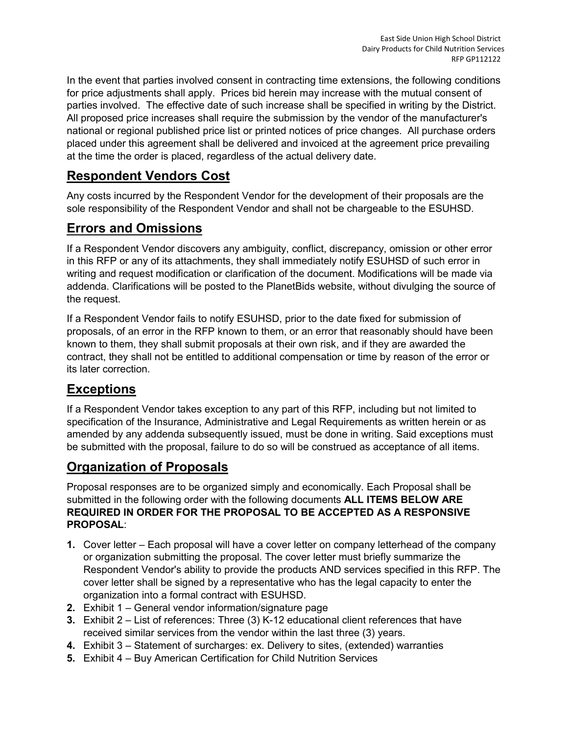In the event that parties involved consent in contracting time extensions, the following conditions for price adjustments shall apply. Prices bid herein may increase with the mutual consent of parties involved. The effective date of such increase shall be specified in writing by the District. All proposed price increases shall require the submission by the vendor of the manufacturer's national or regional published price list or printed notices of price changes. All purchase orders placed under this agreement shall be delivered and invoiced at the agreement price prevailing at the time the order is placed, regardless of the actual delivery date.

## Respondent Vendors Cost

Any costs incurred by the Respondent Vendor for the development of their proposals are the sole responsibility of the Respondent Vendor and shall not be chargeable to the ESUHSD.

## Errors and Omissions

If a Respondent Vendor discovers any ambiguity, conflict, discrepancy, omission or other error in this RFP or any of its attachments, they shall immediately notify ESUHSD of such error in writing and request modification or clarification of the document. Modifications will be made via addenda. Clarifications will be posted to the PlanetBids website, without divulging the source of the request.

If a Respondent Vendor fails to notify ESUHSD, prior to the date fixed for submission of proposals, of an error in the RFP known to them, or an error that reasonably should have been known to them, they shall submit proposals at their own risk, and if they are awarded the contract, they shall not be entitled to additional compensation or time by reason of the error or its later correction.

## Exceptions

If a Respondent Vendor takes exception to any part of this RFP, including but not limited to specification of the Insurance, Administrative and Legal Requirements as written herein or as amended by any addenda subsequently issued, must be done in writing. Said exceptions must be submitted with the proposal, failure to do so will be construed as acceptance of all items.

## Organization of Proposals

Proposal responses are to be organized simply and economically. Each Proposal shall be submitted in the following order with the following documents **ALL ITEMS BELOW ARE REQUIRED IN ORDER FOR THE PROPOSAL TO BE ACCEPTED AS A RESPONSIVE PROPOSAL**:

1. Cover letter – Each proposal will have a cover letter on company letterhead of the company or organization submitting the proposal. The cover letter must briefly summarize the Respondent Vendor's ability to provide the products AND services specified in this RFP. The cover letter shall be signed by a representative who has the legal capacity to enter the organization into a formal contract with ESUHSD.
2. Exhibit 1 – General vendor information/signature page
3. Exhibit 2 – List of references: Three (3) K-12 educational client references that have received similar services from the vendor within the last three (3) years.
4. Exhibit 3 – Statement of surcharges: ex. Delivery to sites, (extended) warranties
5. Exhibit 4 – Buy American Certification for Child Nutrition Services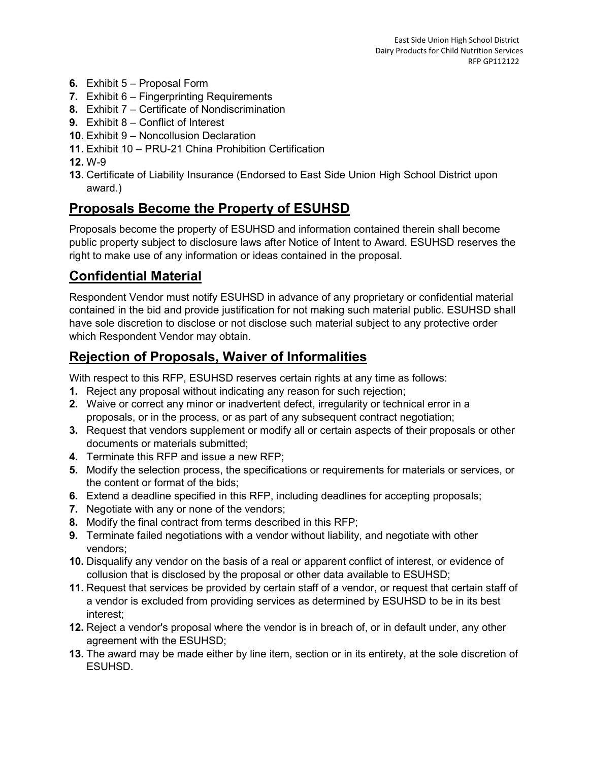6. Exhibit 5 – Proposal Form
7. Exhibit 6 – Fingerprinting Requirements
8. Exhibit 7 – Certificate of Nondiscrimination
9. Exhibit 8 – Conflict of Interest
10. Exhibit 9 – Noncollusion Declaration
11. Exhibit 10 – PRU-21 China Prohibition Certification
12. W-9
13. Certificate of Liability Insurance (Endorsed to East Side Union High School District upon award.)

## Proposals Become the Property of ESUHSD

Proposals become the property of ESUHSD and information contained therein shall become public property subject to disclosure laws after Notice of Intent to Award. ESUHSD reserves the right to make use of any information or ideas contained in the proposal.

## Confidential Material

Respondent Vendor must notify ESUHSD in advance of any proprietary or confidential material contained in the bid and provide justification for not making such material public. ESUHSD shall have sole discretion to disclose or not disclose such material subject to any protective order which Respondent Vendor may obtain.

## Rejection of Proposals, Waiver of Informalities

With respect to this RFP, ESUHSD reserves certain rights at any time as follows:

1. Reject any proposal without indicating any reason for such rejection;
2. Waive or correct any minor or inadvertent defect, irregularity or technical error in a proposals, or in the process, or as part of any subsequent contract negotiation;
3. Request that vendors supplement or modify all or certain aspects of their proposals or other documents or materials submitted;
4. Terminate this RFP and issue a new RFP;
5. Modify the selection process, the specifications or requirements for materials or services, or the content or format of the bids;
6. Extend a deadline specified in this RFP, including deadlines for accepting proposals;
7. Negotiate with any or none of the vendors;
8. Modify the final contract from terms described in this RFP;
9. Terminate failed negotiations with a vendor without liability, and negotiate with other vendors;
10. Disqualify any vendor on the basis of a real or apparent conflict of interest, or evidence of collusion that is disclosed by the proposal or other data available to ESUHSD;
11. Request that services be provided by certain staff of a vendor, or request that certain staff of a vendor is excluded from providing services as determined by ESUHSD to be in its best interest;
12. Reject a vendor's proposal where the vendor is in breach of, or in default under, any other agreement with the ESUHSD;
13. The award may be made either by line item, section or in its entirety, at the sole discretion of ESUHSD.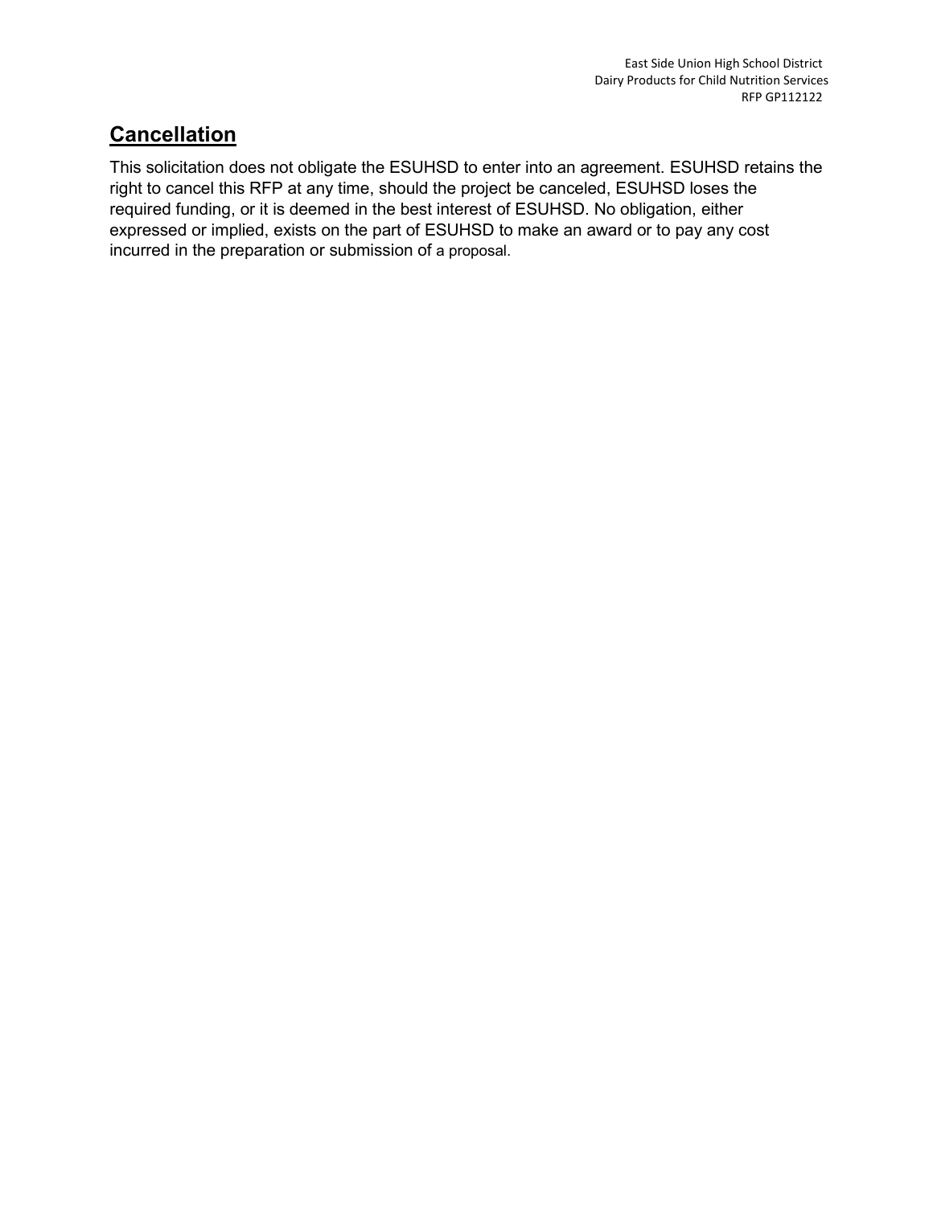## Cancellation

This solicitation does not obligate the ESUHSD to enter into an agreement. ESUHSD retains the right to cancel this RFP at any time, should the project be canceled, ESUHSD loses the required funding, or it is deemed in the best interest of ESUHSD. No obligation, either expressed or implied, exists on the part of ESUHSD to make an award or to pay any cost incurred in the preparation or submission of a proposal.